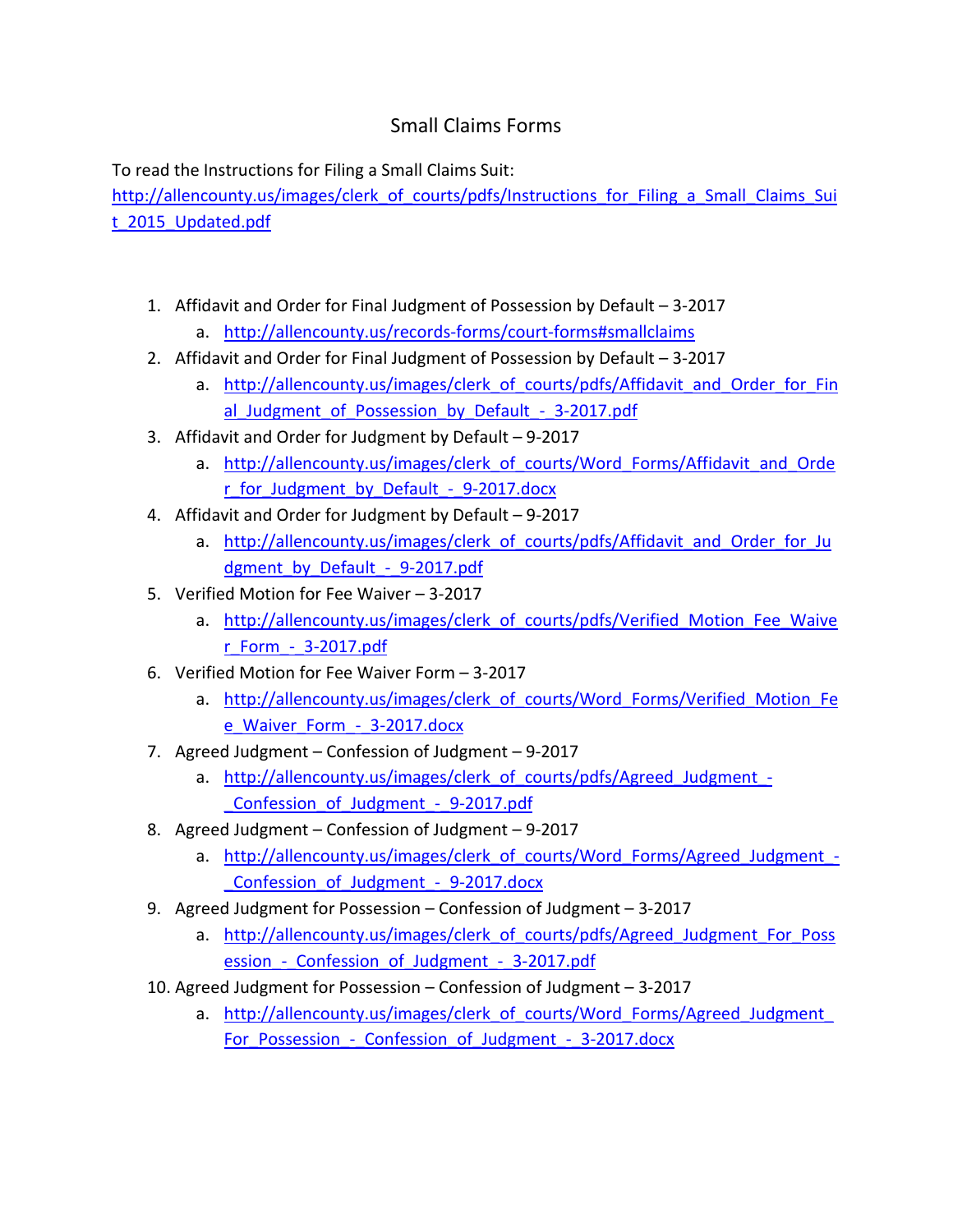# Small Claims Forms

To read the Instructions for Filing a Small Claims Suit:
http://allencounty.us/images/clerk_of_courts/pdfs/Instructions_for_Filing_a_Small_Claims_Suit_2015_Updated.pdf

1. Affidavit and Order for Final Judgment of Possession by Default – 3-2017
   a. http://allencounty.us/records-forms/court-forms#smallclaims
2. Affidavit and Order for Final Judgment of Possession by Default – 3-2017
   a. http://allencounty.us/images/clerk_of_courts/pdfs/Affidavit_and_Order_for_Final_Judgment_of_Possession_by_Default_-_3-2017.pdf
3. Affidavit and Order for Judgment by Default – 9-2017
   a. http://allencounty.us/images/clerk_of_courts/Word_Forms/Affidavit_and_Order_for_Judgment_by_Default_-_9-2017.docx
4. Affidavit and Order for Judgment by Default – 9-2017
   a. http://allencounty.us/images/clerk_of_courts/pdfs/Affidavit_and_Order_for_Judgment_by_Default_-_9-2017.pdf
5. Verified Motion for Fee Waiver – 3-2017
   a. http://allencounty.us/images/clerk_of_courts/pdfs/Verified_Motion_Fee_Waiver_Form_-_3-2017.pdf
6. Verified Motion for Fee Waiver Form – 3-2017
   a. http://allencounty.us/images/clerk_of_courts/Word_Forms/Verified_Motion_Fee_Waiver_Form_-_3-2017.docx
7. Agreed Judgment – Confession of Judgment – 9-2017
   a. http://allencounty.us/images/clerk_of_courts/pdfs/Agreed_Judgment_-_Confession_of_Judgment_-_9-2017.pdf
8. Agreed Judgment – Confession of Judgment – 9-2017
   a. http://allencounty.us/images/clerk_of_courts/Word_Forms/Agreed_Judgment_-_Confession_of_Judgment_-_9-2017.docx
9. Agreed Judgment for Possession – Confession of Judgment – 3-2017
   a. http://allencounty.us/images/clerk_of_courts/pdfs/Agreed_Judgment_For_Possession_-_Confession_of_Judgment_-_3-2017.pdf
10. Agreed Judgment for Possession – Confession of Judgment – 3-2017
    a. http://allencounty.us/images/clerk_of_courts/Word_Forms/Agreed_Judgment_For_Possession_-_Confession_of_Judgment_-_3-2017.docx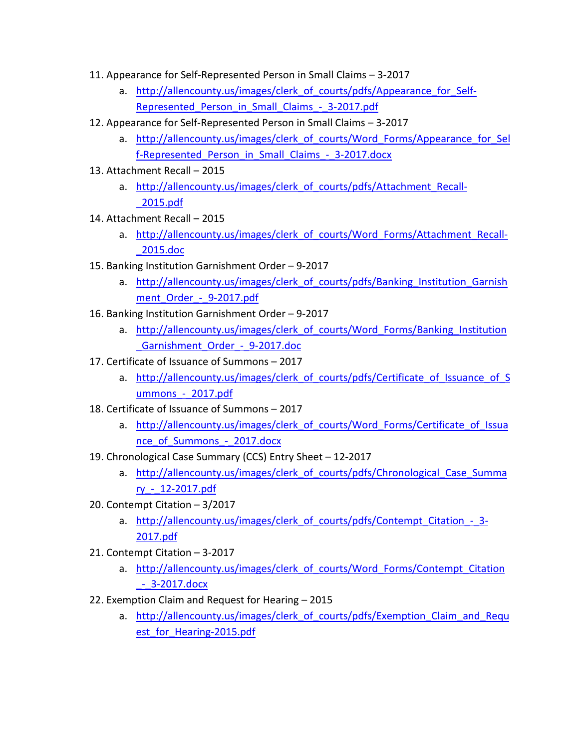11. Appearance for Self-Represented Person in Small Claims – 3-2017
    a. http://allencounty.us/images/clerk_of_courts/pdfs/Appearance_for_Self-Represented_Person_in_Small_Claims_-_3-2017.pdf
12. Appearance for Self-Represented Person in Small Claims – 3-2017
    a. http://allencounty.us/images/clerk_of_courts/Word_Forms/Appearance_for_Self-Represented_Person_in_Small_Claims_-_3-2017.docx
13. Attachment Recall – 2015
    a. http://allencounty.us/images/clerk_of_courts/pdfs/Attachment_Recall-_2015.pdf
14. Attachment Recall – 2015
    a. http://allencounty.us/images/clerk_of_courts/Word_Forms/Attachment_Recall-_2015.doc
15. Banking Institution Garnishment Order – 9-2017
    a. http://allencounty.us/images/clerk_of_courts/pdfs/Banking_Institution_Garnishment_Order_-_9-2017.pdf
16. Banking Institution Garnishment Order – 9-2017
    a. http://allencounty.us/images/clerk_of_courts/Word_Forms/Banking_Institution_Garnishment_Order_-_9-2017.doc
17. Certificate of Issuance of Summons – 2017
    a. http://allencounty.us/images/clerk_of_courts/pdfs/Certificate_of_Issuance_of_Summons_-_2017.pdf
18. Certificate of Issuance of Summons – 2017
    a. http://allencounty.us/images/clerk_of_courts/Word_Forms/Certificate_of_Issuance_of_Summons_-_2017.docx
19. Chronological Case Summary (CCS) Entry Sheet – 12-2017
    a. http://allencounty.us/images/clerk_of_courts/pdfs/Chronological_Case_Summary_-_12-2017.pdf
20. Contempt Citation – 3/2017
    a. http://allencounty.us/images/clerk_of_courts/pdfs/Contempt_Citation_-_3-2017.pdf
21. Contempt Citation – 3-2017
    a. http://allencounty.us/images/clerk_of_courts/Word_Forms/Contempt_Citation_-_3-2017.docx
22. Exemption Claim and Request for Hearing – 2015
    a. http://allencounty.us/images/clerk_of_courts/pdfs/Exemption_Claim_and_Request_for_Hearing-2015.pdf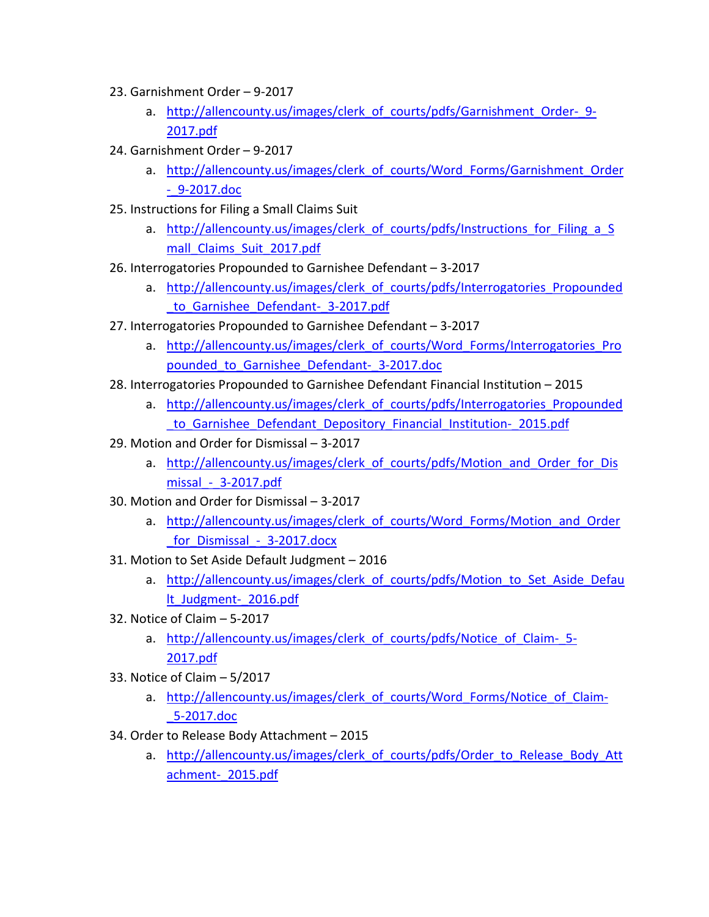23. Garnishment Order – 9-2017
    a. http://allencounty.us/images/clerk_of_courts/pdfs/Garnishment_Order-_9-2017.pdf
24. Garnishment Order – 9-2017
    a. http://allencounty.us/images/clerk_of_courts/Word_Forms/Garnishment_Order_-_9-2017.doc
25. Instructions for Filing a Small Claims Suit
    a. http://allencounty.us/images/clerk_of_courts/pdfs/Instructions_for_Filing_a_Small_Claims_Suit_2017.pdf
26. Interrogatories Propounded to Garnishee Defendant – 3-2017
    a. http://allencounty.us/images/clerk_of_courts/pdfs/Interrogatories_Propounded_to_Garnishee_Defendant-_3-2017.pdf
27. Interrogatories Propounded to Garnishee Defendant – 3-2017
    a. http://allencounty.us/images/clerk_of_courts/Word_Forms/Interrogatories_Propounded_to_Garnishee_Defendant-_3-2017.doc
28. Interrogatories Propounded to Garnishee Defendant Financial Institution – 2015
    a. http://allencounty.us/images/clerk_of_courts/pdfs/Interrogatories_Propounded_to_Garnishee_Defendant_Depository_Financial_Institution-_2015.pdf
29. Motion and Order for Dismissal – 3-2017
    a. http://allencounty.us/images/clerk_of_courts/pdfs/Motion_and_Order_for_Dismissal_-_3-2017.pdf
30. Motion and Order for Dismissal – 3-2017
    a. http://allencounty.us/images/clerk_of_courts/Word_Forms/Motion_and_Order_for_Dismissal_-_3-2017.docx
31. Motion to Set Aside Default Judgment – 2016
    a. http://allencounty.us/images/clerk_of_courts/pdfs/Motion_to_Set_Aside_Default_Judgment-_2016.pdf
32. Notice of Claim – 5-2017
    a. http://allencounty.us/images/clerk_of_courts/pdfs/Notice_of_Claim-_5-2017.pdf
33. Notice of Claim – 5/2017
    a. http://allencounty.us/images/clerk_of_courts/Word_Forms/Notice_of_Claim-_5-2017.doc
34. Order to Release Body Attachment – 2015
    a. http://allencounty.us/images/clerk_of_courts/pdfs/Order_to_Release_Body_Attachment-_2015.pdf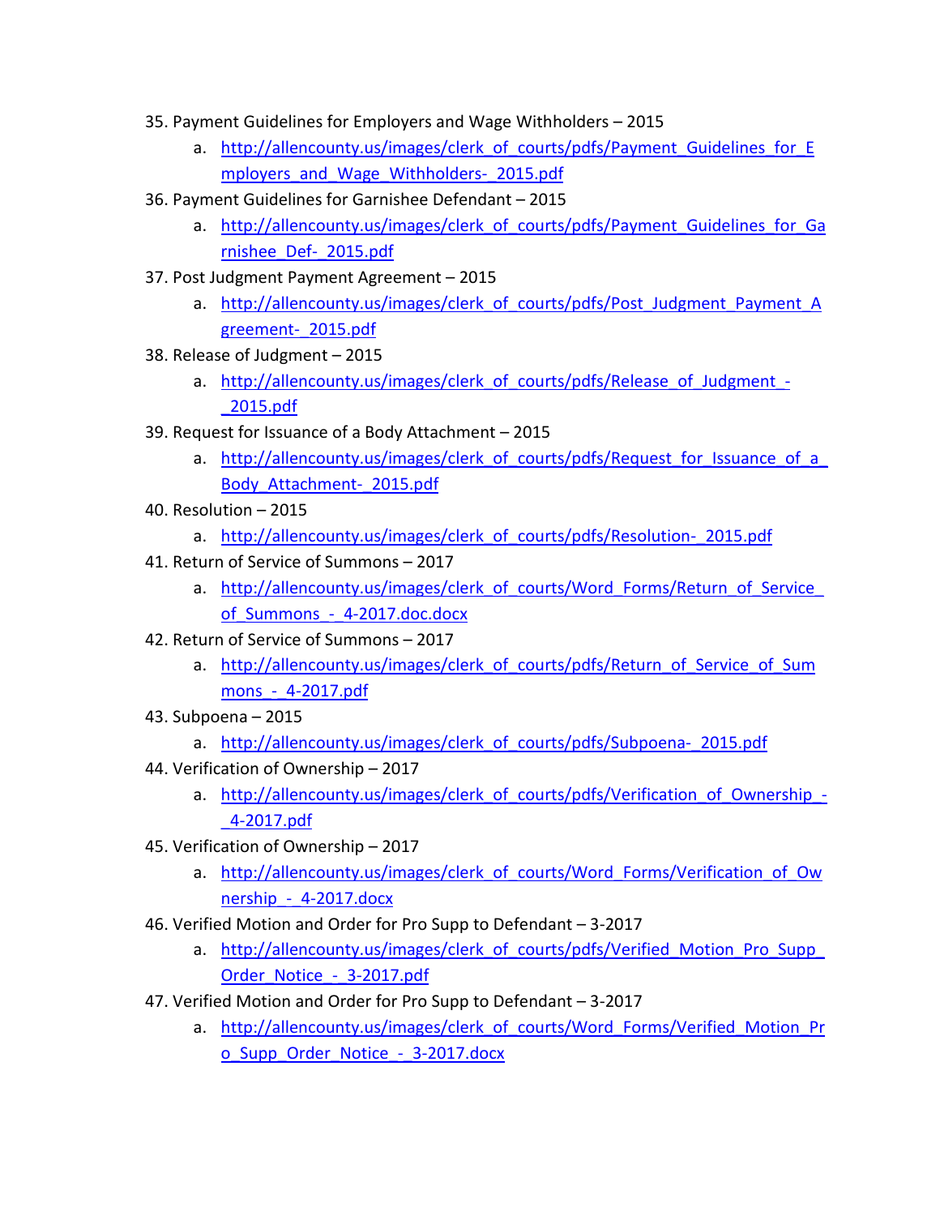35. Payment Guidelines for Employers and Wage Withholders – 2015
    a. http://allencounty.us/images/clerk_of_courts/pdfs/Payment_Guidelines_for_Employers_and_Wage_Withholders-_2015.pdf
36. Payment Guidelines for Garnishee Defendant – 2015
    a. http://allencounty.us/images/clerk_of_courts/pdfs/Payment_Guidelines_for_Garnishee_Def-_2015.pdf
37. Post Judgment Payment Agreement – 2015
    a. http://allencounty.us/images/clerk_of_courts/pdfs/Post_Judgment_Payment_Agreement-_2015.pdf
38. Release of Judgment – 2015
    a. http://allencounty.us/images/clerk_of_courts/pdfs/Release_of_Judgment_-_2015.pdf
39. Request for Issuance of a Body Attachment – 2015
    a. http://allencounty.us/images/clerk_of_courts/pdfs/Request_for_Issuance_of_a_Body_Attachment-_2015.pdf
40. Resolution – 2015
    a. http://allencounty.us/images/clerk_of_courts/pdfs/Resolution-_2015.pdf
41. Return of Service of Summons – 2017
    a. http://allencounty.us/images/clerk_of_courts/Word_Forms/Return_of_Service_of_Summons_-_4-2017.doc.docx
42. Return of Service of Summons – 2017
    a. http://allencounty.us/images/clerk_of_courts/pdfs/Return_of_Service_of_Summons_-_4-2017.pdf
43. Subpoena – 2015
    a. http://allencounty.us/images/clerk_of_courts/pdfs/Subpoena-_2015.pdf
44. Verification of Ownership – 2017
    a. http://allencounty.us/images/clerk_of_courts/pdfs/Verification_of_Ownership_-_4-2017.pdf
45. Verification of Ownership – 2017
    a. http://allencounty.us/images/clerk_of_courts/Word_Forms/Verification_of_Ownership_-_4-2017.docx
46. Verified Motion and Order for Pro Supp to Defendant – 3-2017
    a. http://allencounty.us/images/clerk_of_courts/pdfs/Verified_Motion_Pro_Supp_Order_Notice_-_3-2017.pdf
47. Verified Motion and Order for Pro Supp to Defendant – 3-2017
    a. http://allencounty.us/images/clerk_of_courts/Word_Forms/Verified_Motion_Pro_Supp_Order_Notice_-_3-2017.docx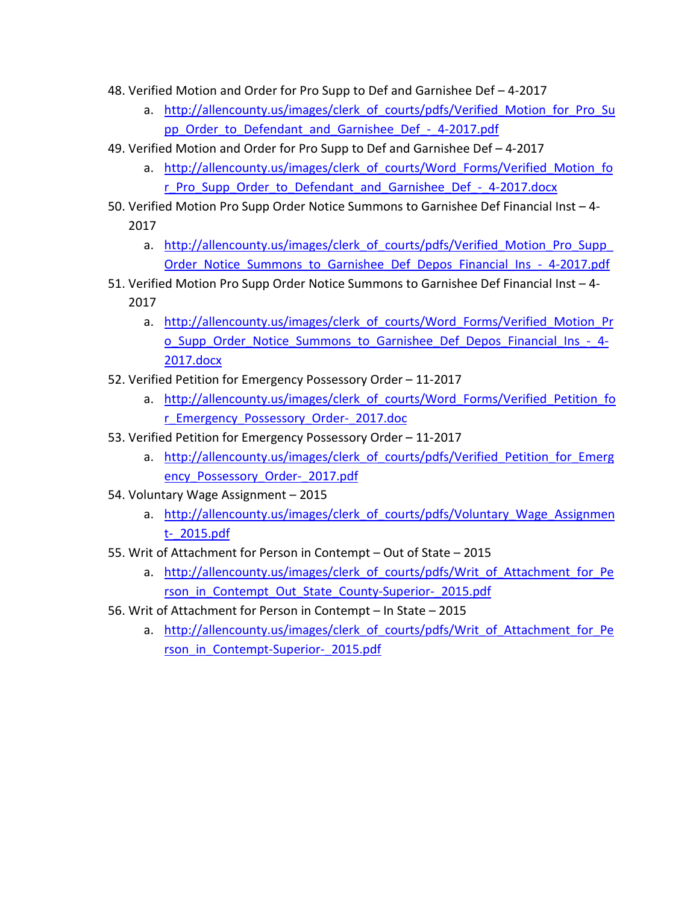48. Verified Motion and Order for Pro Supp to Def and Garnishee Def – 4-2017
    a. http://allencounty.us/images/clerk_of_courts/pdfs/Verified_Motion_for_Pro_Supp_Order_to_Defendant_and_Garnishee_Def_-_4-2017.pdf
49. Verified Motion and Order for Pro Supp to Def and Garnishee Def – 4-2017
    a. http://allencounty.us/images/clerk_of_courts/Word_Forms/Verified_Motion_for_Pro_Supp_Order_to_Defendant_and_Garnishee_Def_-_4-2017.docx
50. Verified Motion Pro Supp Order Notice Summons to Garnishee Def Financial Inst – 4-2017
    a. http://allencounty.us/images/clerk_of_courts/pdfs/Verified_Motion_Pro_Supp_Order_Notice_Summons_to_Garnishee_Def_Depos_Financial_Ins_-_4-2017.pdf
51. Verified Motion Pro Supp Order Notice Summons to Garnishee Def Financial Inst – 4-2017
    a. http://allencounty.us/images/clerk_of_courts/Word_Forms/Verified_Motion_Pro_Supp_Order_Notice_Summons_to_Garnishee_Def_Depos_Financial_Ins_-_4-2017.docx
52. Verified Petition for Emergency Possessory Order – 11-2017
    a. http://allencounty.us/images/clerk_of_courts/Word_Forms/Verified_Petition_for_Emergency_Possessory_Order-_2017.doc
53. Verified Petition for Emergency Possessory Order – 11-2017
    a. http://allencounty.us/images/clerk_of_courts/pdfs/Verified_Petition_for_Emergency_Possessory_Order-_2017.pdf
54. Voluntary Wage Assignment – 2015
    a. http://allencounty.us/images/clerk_of_courts/pdfs/Voluntary_Wage_Assignment-_2015.pdf
55. Writ of Attachment for Person in Contempt – Out of State – 2015
    a. http://allencounty.us/images/clerk_of_courts/pdfs/Writ_of_Attachment_for_Person_in_Contempt_Out_State_County-Superior-_2015.pdf
56. Writ of Attachment for Person in Contempt – In State – 2015
    a. http://allencounty.us/images/clerk_of_courts/pdfs/Writ_of_Attachment_for_Person_in_Contempt-Superior-_2015.pdf